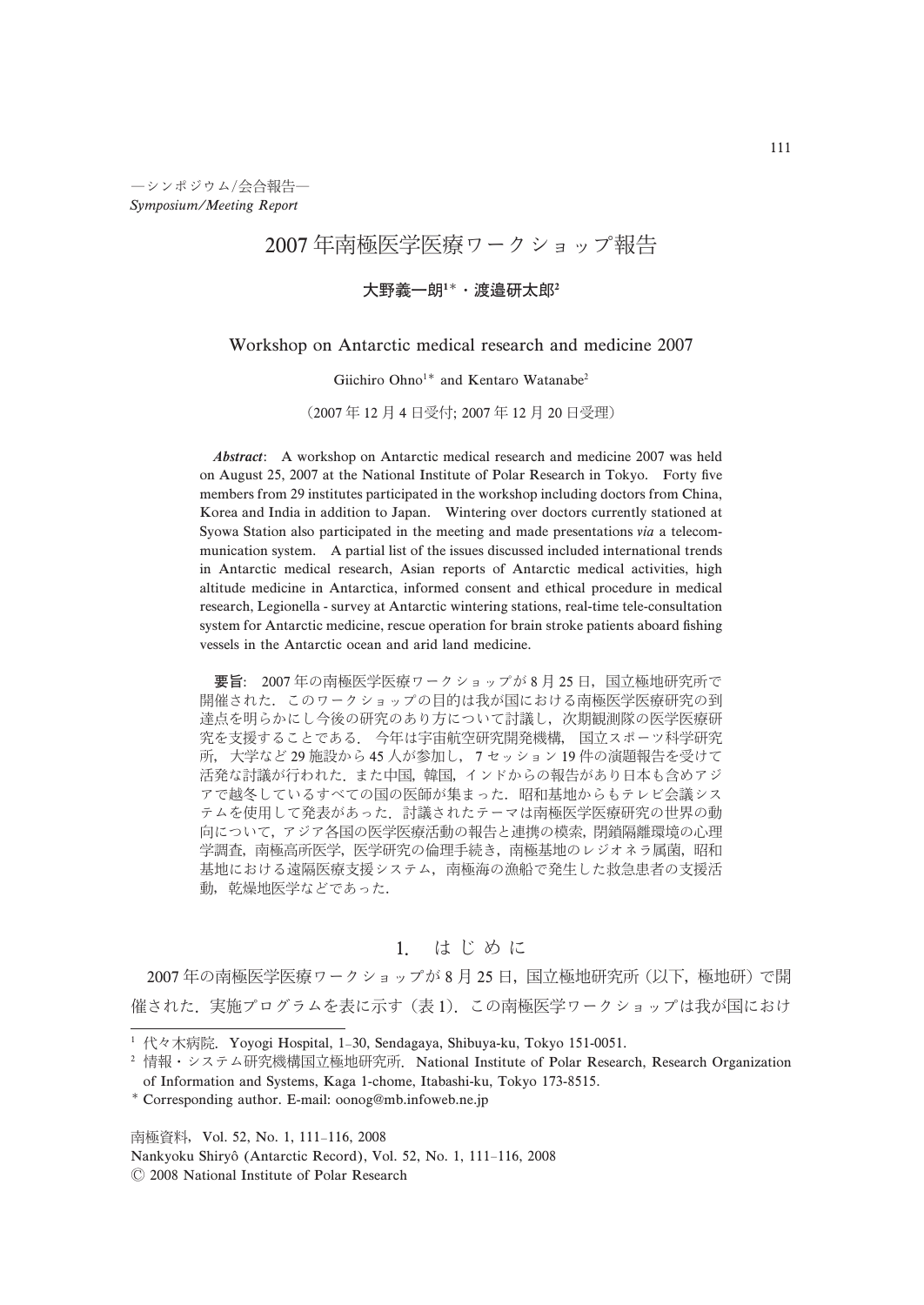—シンポジウム/会合報告—
*Symposium/Meeting Report*

# 2007 年南極医学医療ワークショップ報告

**大野義一朗[1]*・渡邉研太郎[2]**

## Workshop on Antarctic medical research and medicine 2007

Giichiro Ohno[1]* and Kentaro Watanabe[2]

（2007 年 12 月 4 日受付; 2007 年 12 月 20 日受理）

***Abstract***: A workshop on Antarctic medical research and medicine 2007 was held on August 25, 2007 at the National Institute of Polar Research in Tokyo. Forty five members from 29 institutes participated in the workshop including doctors from China, Korea and India in addition to Japan. Wintering over doctors currently stationed at Syowa Station also participated in the meeting and made presentations *via* a telecommunication system. A partial list of the issues discussed included international trends in Antarctic medical research, Asian reports of Antarctic medical activities, high altitude medicine in Antarctica, informed consent and ethical procedure in medical research, Legionella - survey at Antarctic wintering stations, real-time tele-consultation system for Antarctic medicine, rescue operation for brain stroke patients aboard fishing vessels in the Antarctic ocean and arid land medicine.

**要旨**: 2007 年の南極医学医療ワークショップが 8 月 25 日，国立極地研究所で開催された．このワークショップの目的は我が国における南極医学医療研究の到達点を明らかにし今後の研究のあり方について討議し，次期観測隊の医学医療研究を支援することである． 今年は宇宙航空研究開発機構， 国立スポーツ科学研究所， 大学など 29 施設から 45 人が参加し， 7 セッション 19 件の演題報告を受けて活発な討議が行われた．また中国，韓国，インドからの報告があり日本も含めアジアで越冬しているすべての国の医師が集まった．昭和基地からもテレビ会議システムを使用して発表があった．討議されたテーマは南極医学医療研究の世界の動向について，アジア各国の医学医療活動の報告と連携の模索，閉鎖隔離環境の心理学調査，南極高所医学，医学研究の倫理手続き，南極基地のレジオネラ属菌，昭和基地における遠隔医療支援システム，南極海の漁船で発生した救急患者の支援活動，乾燥地医学などであった．

## 1. はじめに

2007 年の南極医学医療ワークショップが 8 月 25 日，国立極地研究所（以下，極地研）で開催された．実施プログラムを表に示す（表 1）．この南極医学ワークショップは我が国におけ

---

[1] 代々木病院．Yoyogi Hospital, 1–30, Sendagaya, Shibuya-ku, Tokyo 151-0051.
[2] 情報・システム研究機構国立極地研究所．National Institute of Polar Research, Research Organization of Information and Systems, Kaga 1-chome, Itabashi-ku, Tokyo 173-8515.
\* Corresponding author. E-mail: oonog@mb.infoweb.ne.jp

南極資料，Vol. 52, No. 1, 111–116, 2008
Nankyoku Shiryô (Antarctic Record), Vol. 52, No. 1, 111–116, 2008
© 2008 National Institute of Polar Research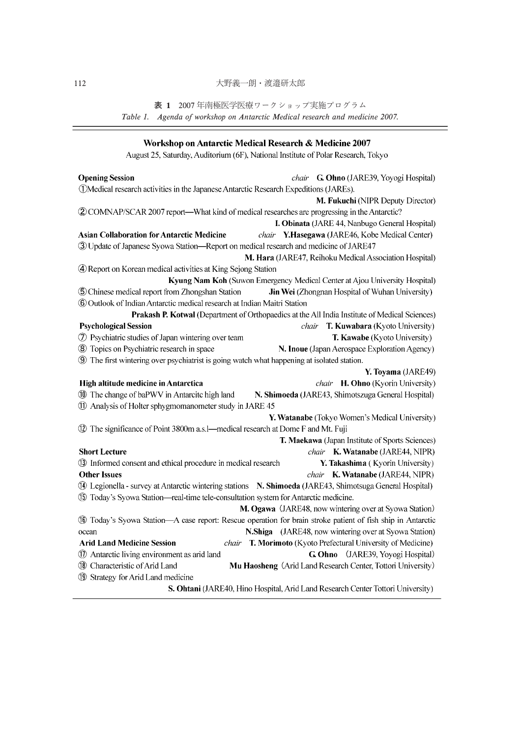表 1　2007 年南極医学医療ワークショップ実施プログラム

*Table 1. Agenda of workshop on Antarctic Medical research and medicine 2007.*

## Workshop on Antarctic Medical Research & Medicine 2007

August 25, Saturday, Auditorium (6F), National Institute of Polar Research, Tokyo

**Opening Session** *chair* **G. Ohno** (JARE39, Yoyogi Hospital)

① Medical research activities in the Japanese Antarctic Research Expeditions (JAREs).
**M. Fukuchi** (NIPR Deputy Director)

② COMNAP/SCAR 2007 report—What kind of medical researches are progressing in the Antarctic?
**I. Obinata** (JARE 44, Nanbugo General Hospital)

**Asian Collaboration for Antarctic Medicine** *chair* **Y.Hasegawa** (JARE46, Kobe Medical Center)

③ Update of Japanese Syowa Station—Report on medical research and medicine of JARE47
**M. Hara** (JARE47, Reihoku Medical Association Hospital)

④ Report on Korean medical activities at King Sejong Station
**Kyung Nam Koh** (Suwon Emergency Medical Center at Ajou University Hospital)

⑤ Chinese medical report from Zhongshan Station **Jin Wei** (Zhongnan Hospital of Wuhan University)

⑥ Outlook of Indian Antarctic medical research at Indian Maitri Station
**Prakash P. Kotwal** (Department of Orthopaedics at the All India Institute of Medical Sciences)

**Psychological Session** *chair* **T. Kuwabara** (Kyoto University)

⑦ Psychiatric studies of Japan wintering over team **T. Kawabe** (Kyoto University)

⑧ Topics on Psychiatric research in space **N. Inoue** (Japan Aerospace Exploration Agency)

⑨ The first wintering over psychiatrist is going watch what happening at isolated station.
**Y. Toyama** (JARE49)

**High altitude medicine in Antarctica** *chair* **H. Ohno** (Kyorin University)

⑩ The change of baPWV in Antarcitc high land **N. Shimoeda** (JARE43, Shimotszuga General Hospital)

⑪ Analysis of Holter sphygmomanometer study in JARE 45
**Y. Watanabe** (Tokyo Women's Medical University)

⑫ The significance of Point 3800m a.s.l—medical research at Dome F and Mt. Fuji
**T. Maekawa** (Japan Institute of Sports Sciences)

**Short Lecture** *chair* **K. Watanabe** (JARE44, NIPR)

⑬ Informed consent and ethical procedure in medical research **Y. Takashima** ( Kyorin University)

**Other Issues** *chair* **K. Watanabe** (JARE44, NIPR)

⑭ Legionella - survey at Antarctic wintering stations **N. Shimoeda** (JARE43, Shimotsuga General Hospital)

⑮ Today's Syowa Station—real-time tele-consultation system for Antarctic medicine.
**M. Ogawa** （JARE48, now wintering over at Syowa Station）

⑯ Today's Syowa Station—A case report: Rescue operation for brain stroke patient of fish ship in Antarctic ocean **N.Shiga** (JARE48, now wintering over at Syowa Station)

**Arid Land Medicine Session** *chair* **T. Morimoto** (Kyoto Prefectural University of Medicine)

⑰ Antarctic living environment as arid land **G. Ohno** （JARE39, Yoyogi Hospital）

⑱ Characteristic of Arid Land **Mu Haosheng** （Arid Land Research Center, Tottori University）

⑲ Strategy for Arid Land medicine
**S. Ohtani** (JARE40, Hino Hospital, Arid Land Research Center Tottori University)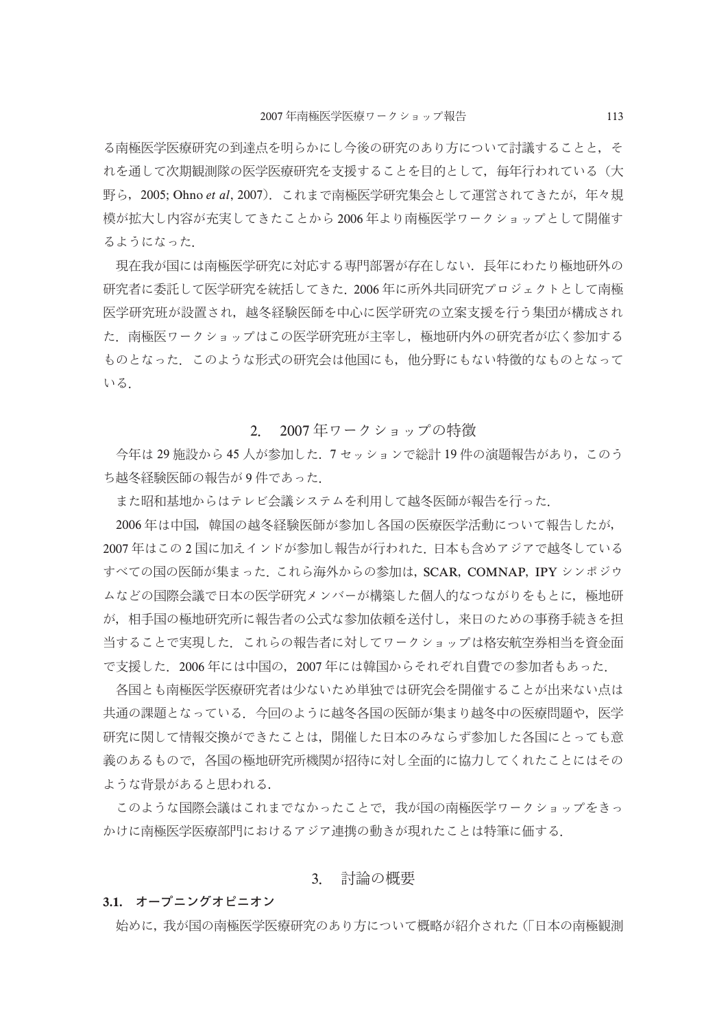る南極医学医療研究の到達点を明らかにし今後の研究のあり方について討議することと，それを通して次期観測隊の医学医療研究を支援することを目的として，毎年行われている（大野ら，2005; Ohno *et al*, 2007）．これまで南極医学研究集会として運営されてきたが，年々規模が拡大し内容が充実してきたことから 2006 年より南極医学ワークショップとして開催するようになった．

現在我が国には南極医学研究に対応する専門部署が存在しない．長年にわたり極地研外の研究者に委託して医学研究を統括してきた．2006 年に所外共同研究プロジェクトとして南極医学研究班が設置され，越冬経験医師を中心に医学研究の立案支援を行う集団が構成された．南極医ワークショップはこの医学研究班が主宰し，極地研内外の研究者が広く参加するものとなった．このような形式の研究会は他国にも，他分野にもない特徴的なものとなっている．

## 2.　2007 年ワークショップの特徴

今年は 29 施設から 45 人が参加した．7 セッションで総計 19 件の演題報告があり，このうち越冬経験医師の報告が 9 件であった．

また昭和基地からはテレビ会議システムを利用して越冬医師が報告を行った．

2006 年は中国，韓国の越冬経験医師が参加し各国の医療医学活動について報告したが，2007 年はこの 2 国に加えインドが参加し報告が行われた．日本も含めアジアで越冬しているすべての国の医師が集まった．これら海外からの参加は，**SCAR, COMNAP, IPY** シンポジウムなどの国際会議で日本の医学研究メンバーが構築した個人的なつながりをもとに，極地研が，相手国の極地研究所に報告者の公式な参加依頼を送付し，来日のための事務手続きを担当することで実現した．これらの報告者に対してワークショップは格安航空券相当を資金面で支援した．2006 年には中国の，2007 年には韓国からそれぞれ自費での参加者もあった．

各国とも南極医学医療研究者は少ないため単独では研究会を開催することが出来ない点は共通の課題となっている．今回のように越冬各国の医師が集まり越冬中の医療問題や，医学研究に関して情報交換ができたことは，開催した日本のみならず参加した各国にとっても意義のあるもので，各国の極地研究所機関が招待に対し全面的に協力してくれたことにはそのような背景があると思われる．

このような国際会議はこれまでなかったことで，我が国の南極医学ワークショップをきっかけに南極医学医療部門におけるアジア連携の動きが現れたことは特筆に価する．

## 3.　討論の概要

### 3.1.　オープニングオピニオン

始めに，我が国の南極医学医療研究のあり方について概略が紹介された（「日本の南極観測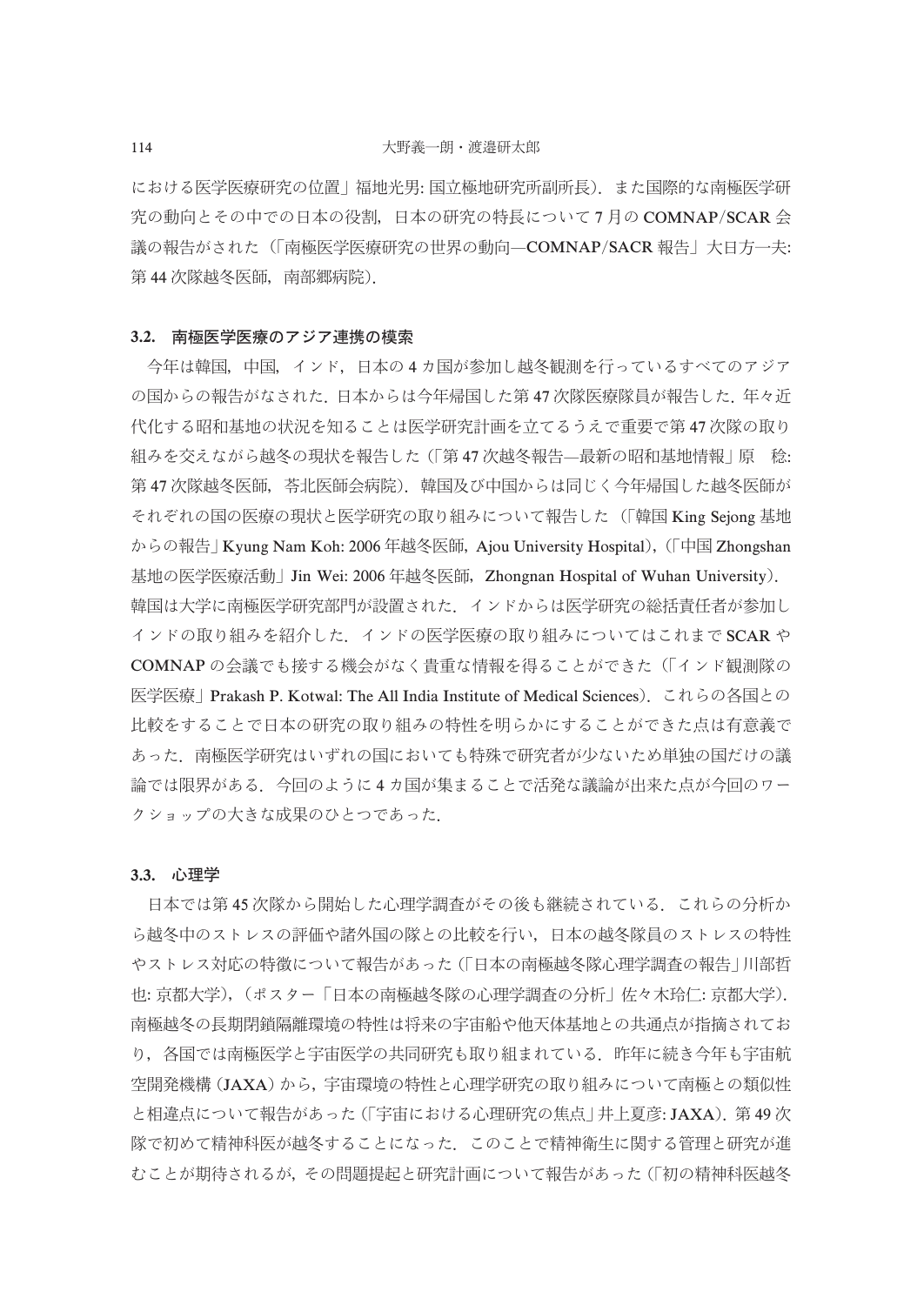における医学医療研究の位置」福地光男: 国立極地研究所副所長）．また国際的な南極医学研究の動向とその中での日本の役割，日本の研究の特長について 7 月の COMNAP/SCAR 会議の報告がされた（「南極医学医療研究の世界の動向―COMNAP/SACR 報告」大日方一夫: 第 44 次隊越冬医師，南部郷病院）．

### 3.2. 南極医学医療のアジア連携の模索

今年は韓国，中国，インド，日本の 4 カ国が参加し越冬観測を行っているすべてのアジアの国からの報告がなされた．日本からは今年帰国した第 47 次隊医療隊員が報告した．年々近代化する昭和基地の状況を知ることは医学研究計画を立てるうえで重要で第 47 次隊の取り組みを交えながら越冬の現状を報告した（「第 47 次越冬報告―最新の昭和基地情報」原　稔: 第 47 次隊越冬医師，苓北医師会病院）．韓国及び中国からは同じく今年帰国した越冬医師がそれぞれの国の医療の現状と医学研究の取り組みについて報告した（「韓国 King Sejong 基地からの報告」Kyung Nam Koh: 2006 年越冬医師，Ajou University Hospital），（「中国 Zhongshan 基地の医学医療活動」Jin Wei: 2006 年越冬医師，Zhongnan Hospital of Wuhan University）．韓国は大学に南極医学研究部門が設置された．インドからは医学研究の総括責任者が参加しインドの取り組みを紹介した．インドの医学医療の取り組みについてはこれまで SCAR や COMNAP の会議でも接する機会がなく貴重な情報を得ることができた（「インド観測隊の医学医療」Prakash P. Kotwal: The All India Institute of Medical Sciences）．これらの各国との比較をすることで日本の研究の取り組みの特性を明らかにすることができた点は有意義であった．南極医学研究はいずれの国においても特殊で研究者が少ないため単独の国だけの議論では限界がある．今回のように 4 カ国が集まることで活発な議論が出来た点が今回のワークショップの大きな成果のひとつであった．

### 3.3. 心理学

日本では第 45 次隊から開始した心理学調査がその後も継続されている．これらの分析から越冬中のストレスの評価や諸外国の隊との比較を行い，日本の越冬隊員のストレスの特性やストレス対応の特徴について報告があった（「日本の南極越冬隊心理学調査の報告」川部哲也: 京都大学），（ポスター「日本の南極越冬隊の心理学調査の分析」佐々木玲仁: 京都大学）．南極越冬の長期閉鎖隔離環境の特性は将来の宇宙船や他天体基地との共通点が指摘されており，各国では南極医学と宇宙医学の共同研究も取り組まれている．昨年に続き今年も宇宙航空開発機構（JAXA）から，宇宙環境の特性と心理学研究の取り組みについて南極との類似性と相違点について報告があった（「宇宙における心理研究の焦点」井上夏彦: JAXA）．第 49 次隊で初めて精神科医が越冬することになった．このことで精神衛生に関する管理と研究が進むことが期待されるが，その問題提起と研究計画について報告があった（「初の精神科医越冬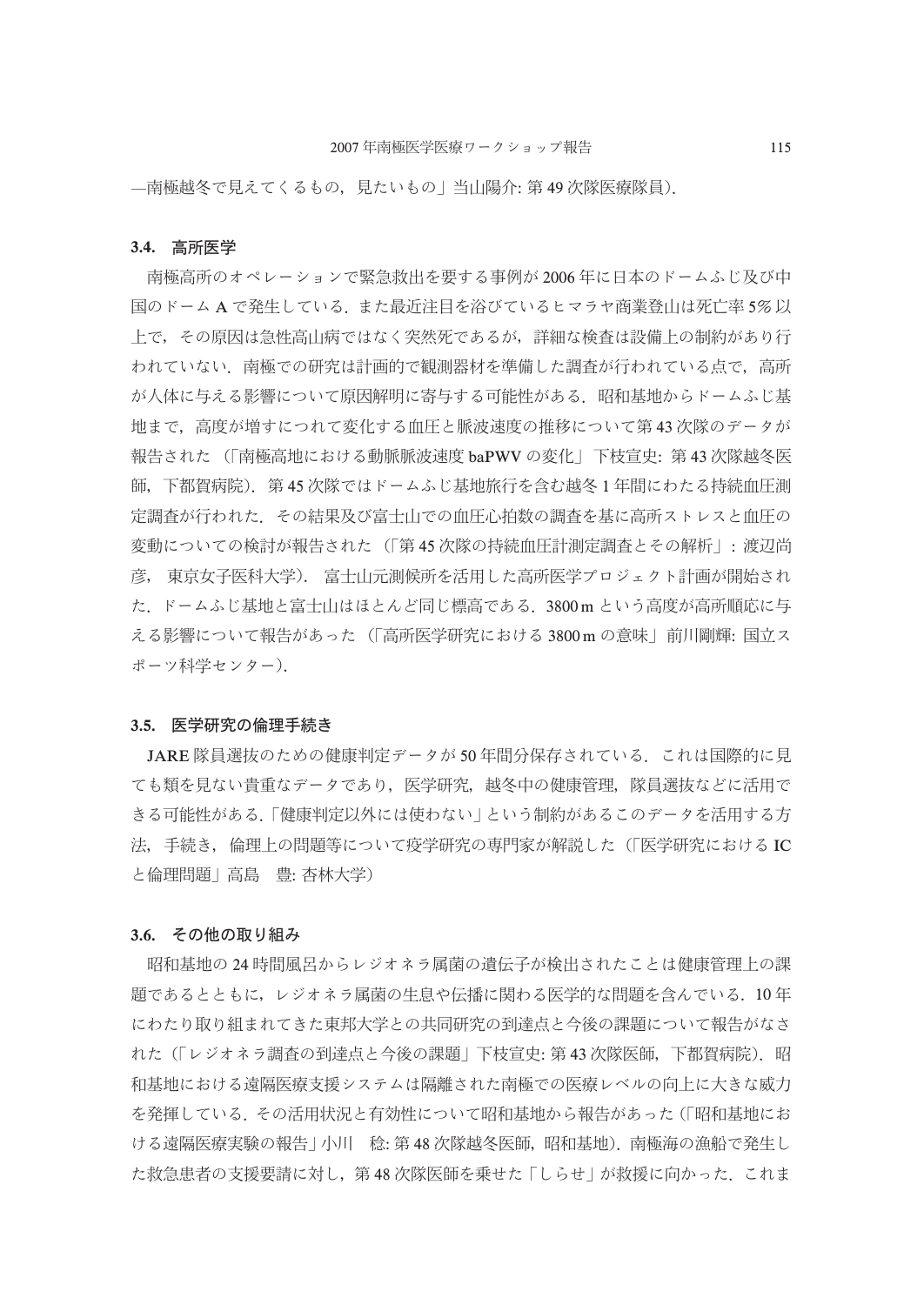—南極越冬で見えてくるもの，見たいもの」当山陽介: 第 49 次隊医療隊員）.

### 3.4. 高所医学

南極高所のオペレーションで緊急救出を要する事例が 2006 年に日本のドームふじ及び中国のドーム A で発生している．また最近注目を浴びているヒマラヤ商業登山は死亡率 5% 以上で，その原因は急性高山病ではなく突然死であるが，詳細な検査は設備上の制約があり行われていない．南極での研究は計画的で観測器材を準備した調査が行われている点で，高所が人体に与える影響について原因解明に寄与する可能性がある．昭和基地からドームふじ基地まで，高度が増すにつれて変化する血圧と脈波速度の推移について第 43 次隊のデータが報告された（「南極高地における動脈脈波速度 baPWV の変化」下枝宣史: 第 43 次隊越冬医師，下都賀病院）．第 45 次隊ではドームふじ基地旅行を含む越冬 1 年間にわたる持続血圧測定調査が行われた．その結果及び富士山での血圧心拍数の調査を基に高所ストレスと血圧の変動についての検討が報告された（「第 45 次隊の持続血圧計測定調査とその解析」: 渡辺尚彦， 東京女子医科大学）． 富士山元測候所を活用した高所医学プロジェクト計画が開始された．ドームふじ基地と富士山はほとんど同じ標高である．3800 m という高度が高所順応に与える影響について報告があった（「高所医学研究における 3800 m の意味」前川剛輝: 国立スポーツ科学センター）．

### 3.5. 医学研究の倫理手続き

JARE 隊員選抜のための健康判定データが 50 年間分保存されている．これは国際的に見ても類を見ない貴重なデータであり，医学研究，越冬中の健康管理，隊員選抜などに活用できる可能性がある．「健康判定以外には使わない」という制約があるこのデータを活用する方法，手続き，倫理上の問題等について疫学研究の専門家が解説した（「医学研究における IC と倫理問題」高島　豊: 杏林大学）

### 3.6. その他の取り組み

昭和基地の 24 時間風呂からレジオネラ属菌の遺伝子が検出されたことは健康管理上の課題であるとともに，レジオネラ属菌の生息や伝播に関わる医学的な問題を含んでいる．10 年にわたり取り組まれてきた東邦大学との共同研究の到達点と今後の課題について報告がなされた（「レジオネラ調査の到達点と今後の課題」下枝宣史: 第 43 次隊医師，下都賀病院）．昭和基地における遠隔医療支援システムは隔離された南極での医療レベルの向上に大きな威力を発揮している．その活用状況と有効性について昭和基地から報告があった（「昭和基地における遠隔医療実験の報告」小川　稔: 第 48 次隊越冬医師，昭和基地）．南極海の漁船で発生した救急患者の支援要請に対し，第 48 次隊医師を乗せた「しらせ」が救援に向かった．これま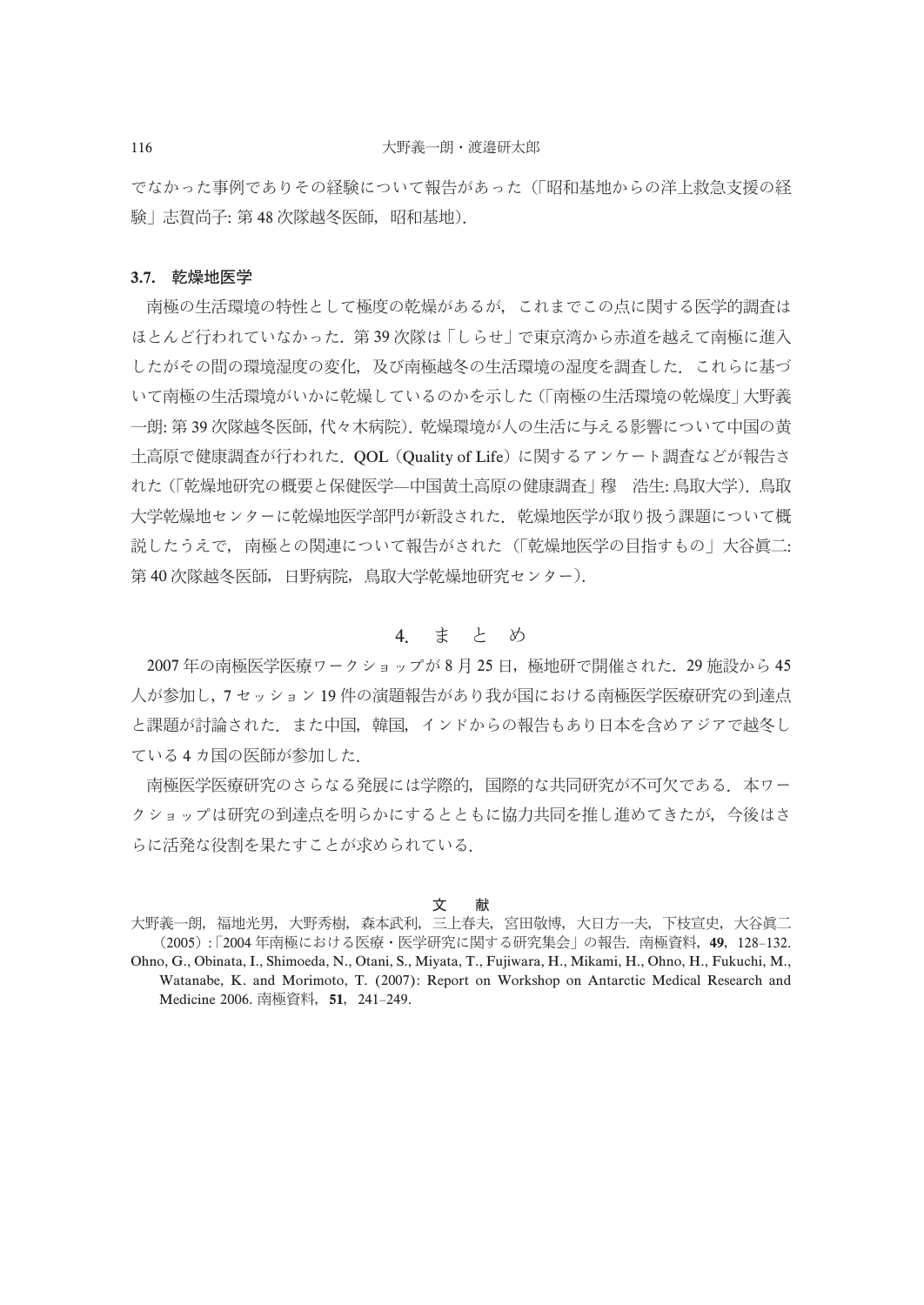でなかった事例でありその経験について報告があった（「昭和基地からの洋上救急支援の経験」志賀尚子: 第 48 次隊越冬医師，昭和基地）．

### 3.7. 乾燥地医学

南極の生活環境の特性として極度の乾燥があるが，これまでこの点に関する医学的調査はほとんど行われていなかった．第 39 次隊は「しらせ」で東京湾から赤道を越えて南極に進入したがその間の環境湿度の変化，及び南極越冬の生活環境の湿度を調査した．これらに基づいて南極の生活環境がいかに乾燥しているのかを示した（「南極の生活環境の乾燥度」大野義一朗: 第 39 次隊越冬医師，代々木病院）．乾燥環境が人の生活に与える影響について中国の黄土高原で健康調査が行われた．QOL（Quality of Life）に関するアンケート調査などが報告された（「乾燥地研究の概要と保健医学—中国黄土高原の健康調査」穆　浩生: 鳥取大学）．鳥取大学乾燥地センターに乾燥地医学部門が新設された．乾燥地医学が取り扱う課題について概説したうえで，南極との関連について報告がされた（「乾燥地医学の目指すもの」大谷眞二: 第 40 次隊越冬医師，日野病院，鳥取大学乾燥地研究センター）．

## 4. ま と め

2007 年の南極医学医療ワークショップが 8 月 25 日，極地研で開催された．29 施設から 45 人が参加し，7 セッション 19 件の演題報告があり我が国における南極医学医療研究の到達点と課題が討論された．また中国，韓国，インドからの報告もあり日本を含めアジアで越冬している 4 カ国の医師が参加した．

南極医学医療研究のさらなる発展には学際的，国際的な共同研究が不可欠である．本ワークショップは研究の到達点を明らかにするとともに協力共同を推し進めてきたが，今後はさらに活発な役割を果たすことが求められている．

### 文　献

大野義一朗，福地光男，大野秀樹，森本武利，三上春夫，宮田敬博，大日方一夫，下枝宣史，大谷眞二（2005）:「2004 年南極における医療・医学研究に関する研究集会」の報告．南極資料，**49**，128–132.

Ohno, G., Obinata, I., Shimoeda, N., Otani, S., Miyata, T., Fujiwara, H., Mikami, H., Ohno, H., Fukuchi, M., Watanabe, K. and Morimoto, T. (2007): Report on Workshop on Antarctic Medical Research and Medicine 2006. 南極資料，**51**，241–249.